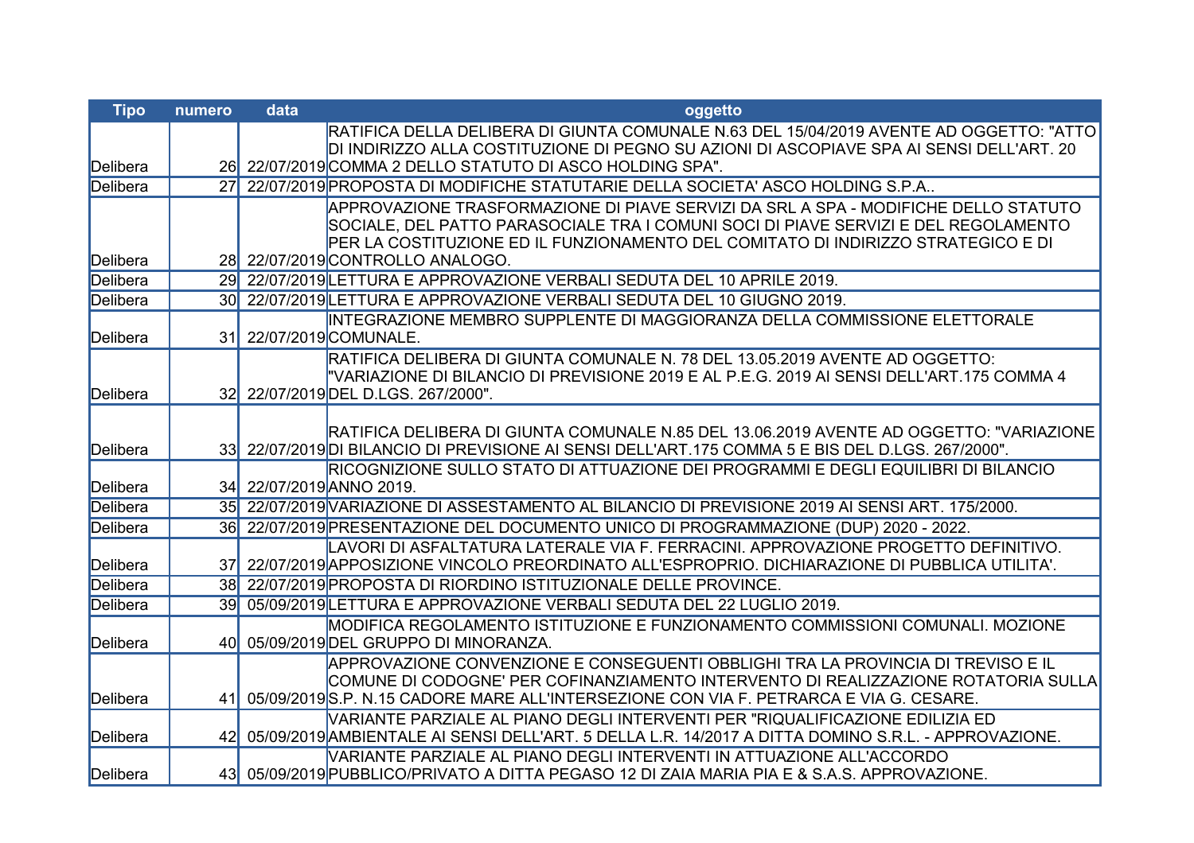| Tipo | numero | data | oggetto |
|---|---|---|---|
| Delibera | 26 | 22/07/2019 | RATIFICA DELLA DELIBERA DI GIUNTA COMUNALE N.63 DEL 15/04/2019 AVENTE AD OGGETTO: "ATTO DI INDIRIZZO ALLA COSTITUZIONE DI PEGNO SU AZIONI DI ASCOPIAVE SPA AI SENSI DELL'ART. 20 COMMA 2 DELLO STATUTO DI ASCO HOLDING SPA". |
| Delibera | 27 | 22/07/2019 | PROPOSTA DI MODIFICHE STATUTARIE DELLA SOCIETA' ASCO HOLDING S.P.A.. |
| Delibera | 28 | 22/07/2019 | APPROVAZIONE TRASFORMAZIONE DI PIAVE SERVIZI DA SRL A SPA - MODIFICHE DELLO STATUTO SOCIALE, DEL PATTO PARASOCIALE TRA I COMUNI SOCI DI PIAVE SERVIZI E DEL REGOLAMENTO PER LA COSTITUZIONE ED IL FUNZIONAMENTO DEL COMITATO DI INDIRIZZO STRATEGICO E DI CONTROLLO ANALOGO. |
| Delibera | 29 | 22/07/2019 | LETTURA E APPROVAZIONE VERBALI SEDUTA DEL 10 APRILE 2019. |
| Delibera | 30 | 22/07/2019 | LETTURA E APPROVAZIONE VERBALI SEDUTA DEL 10 GIUGNO 2019. |
| Delibera | 31 | 22/07/2019 | INTEGRAZIONE MEMBRO SUPPLENTE DI MAGGIORANZA DELLA COMMISSIONE ELETTORALE COMUNALE. |
| Delibera | 32 | 22/07/2019 | RATIFICA DELIBERA DI GIUNTA COMUNALE N. 78 DEL 13.05.2019 AVENTE AD OGGETTO: "VARIAZIONE DI BILANCIO DI PREVISIONE 2019 E AL P.E.G. 2019 AI SENSI DELL'ART.175 COMMA 4 DEL D.LGS. 267/2000". |
| Delibera | 33 | 22/07/2019 | RATIFICA DELIBERA DI GIUNTA COMUNALE N.85 DEL 13.06.2019 AVENTE AD OGGETTO: "VARIAZIONE DI BILANCIO DI PREVISIONE AI SENSI DELL'ART.175 COMMA 5 E BIS DEL D.LGS. 267/2000". |
| Delibera | 34 | 22/07/2019 | RICOGNIZIONE SULLO STATO DI ATTUAZIONE DEI PROGRAMMI E DEGLI EQUILIBRI DI BILANCIO ANNO 2019. |
| Delibera | 35 | 22/07/2019 | VARIAZIONE DI ASSESTAMENTO AL BILANCIO DI PREVISIONE 2019 AI SENSI ART. 175/2000. |
| Delibera | 36 | 22/07/2019 | PRESENTAZIONE DEL DOCUMENTO UNICO DI PROGRAMMAZIONE (DUP) 2020 - 2022. |
| Delibera | 37 | 22/07/2019 | LAVORI DI ASFALTATURA LATERALE VIA F. FERRACINI. APPROVAZIONE PROGETTO DEFINITIVO. APPOSIZIONE VINCOLO PREORDINATO ALL'ESPROPRIO. DICHIARAZIONE DI PUBBLICA UTILITA'. |
| Delibera | 38 | 22/07/2019 | PROPOSTA DI RIORDINO ISTITUZIONALE DELLE PROVINCE. |
| Delibera | 39 | 05/09/2019 | LETTURA E APPROVAZIONE VERBALI SEDUTA DEL 22 LUGLIO 2019. |
| Delibera | 40 | 05/09/2019 | MODIFICA REGOLAMENTO ISTITUZIONE E FUNZIONAMENTO COMMISSIONI COMUNALI. MOZIONE DEL GRUPPO DI MINORANZA. |
| Delibera | 41 | 05/09/2019 | APPROVAZIONE CONVENZIONE E CONSEGUENTI OBBLIGHI TRA LA PROVINCIA DI TREVISO E IL COMUNE DI CODOGNE' PER COFINANZIAMENTO INTERVENTO DI REALIZZAZIONE ROTATORIA SULLA S.P. N.15 CADORE MARE ALL'INTERSEZIONE CON VIA F. PETRARCA E VIA G. CESARE. |
| Delibera | 42 | 05/09/2019 | VARIANTE PARZIALE AL PIANO DEGLI INTERVENTI PER "RIQUALIFICAZIONE EDILIZIA ED AMBIENTALE AI SENSI DELL'ART. 5 DELLA L.R. 14/2017 A DITTA DOMINO S.R.L. - APPROVAZIONE. |
| Delibera | 43 | 05/09/2019 | VARIANTE PARZIALE AL PIANO DEGLI INTERVENTI IN ATTUAZIONE ALL'ACCORDO PUBBLICO/PRIVATO A DITTA PEGASO 12 DI ZAIA MARIA PIA E & S.A.S. APPROVAZIONE. |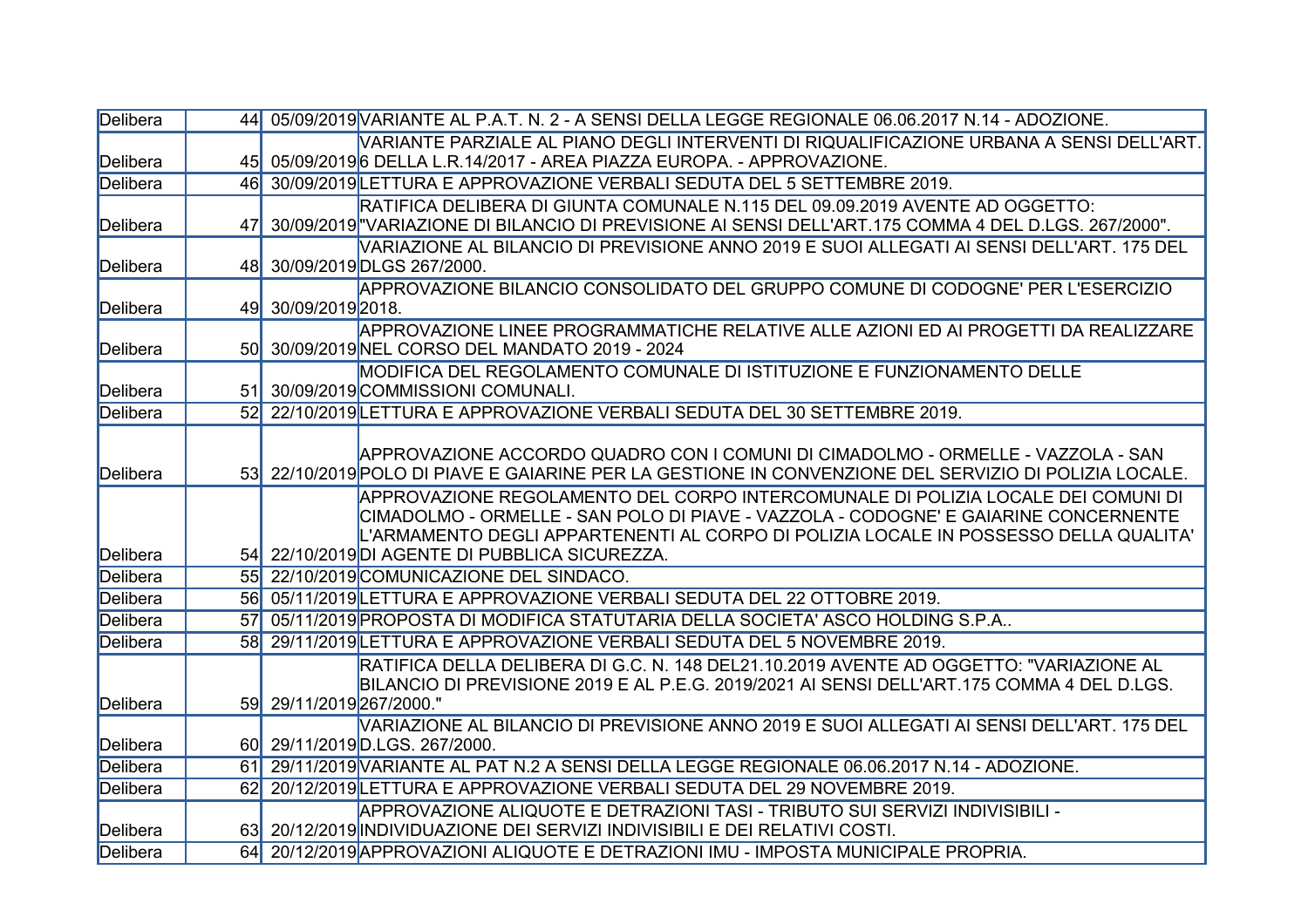| Delibera | 44 | 05/09/2019 | VARIANTE AL P.A.T. N. 2 - A SENSI DELLA LEGGE REGIONALE 06.06.2017 N.14 - ADOZIONE. |
|---|---|---|---|
| Delibera | 45 | 05/09/2019 | VARIANTE PARZIALE AL PIANO DEGLI INTERVENTI DI RIQUALIFICAZIONE URBANA A SENSI DELL'ART. 6 DELLA L.R.14/2017 - AREA PIAZZA EUROPA. - APPROVAZIONE. |
| Delibera | 46 | 30/09/2019 | LETTURA E APPROVAZIONE VERBALI SEDUTA DEL 5 SETTEMBRE 2019. |
| Delibera | 47 | 30/09/2019 | RATIFICA DELIBERA DI GIUNTA COMUNALE N.115 DEL 09.09.2019 AVENTE AD OGGETTO: "VARIAZIONE DI BILANCIO DI PREVISIONE AI SENSI DELL'ART.175 COMMA 4 DEL D.LGS. 267/2000". |
| Delibera | 48 | 30/09/2019 | VARIAZIONE AL BILANCIO DI PREVISIONE ANNO 2019 E SUOI ALLEGATI AI SENSI DELL'ART. 175 DEL DLGS 267/2000. |
| Delibera | 49 | 30/09/2019 | APPROVAZIONE BILANCIO CONSOLIDATO DEL GRUPPO COMUNE DI CODOGNE' PER L'ESERCIZIO 2018. |
| Delibera | 50 | 30/09/2019 | APPROVAZIONE LINEE PROGRAMMATICHE RELATIVE ALLE AZIONI ED AI PROGETTI DA REALIZZARE NEL CORSO DEL MANDATO 2019 - 2024 |
| Delibera | 51 | 30/09/2019 | MODIFICA DEL REGOLAMENTO COMUNALE DI ISTITUZIONE E FUNZIONAMENTO DELLE COMMISSIONI COMUNALI. |
| Delibera | 52 | 22/10/2019 | LETTURA E APPROVAZIONE VERBALI SEDUTA DEL 30 SETTEMBRE 2019. |
| Delibera | 53 | 22/10/2019 | APPROVAZIONE ACCORDO QUADRO CON I COMUNI DI CIMADOLMO - ORMELLE - VAZZOLA - SAN POLO DI PIAVE E GAIARINE PER LA GESTIONE IN CONVENZIONE DEL SERVIZIO DI POLIZIA LOCALE. |
| Delibera | 54 | 22/10/2019 | APPROVAZIONE REGOLAMENTO DEL CORPO INTERCOMUNALE DI POLIZIA LOCALE DEI COMUNI DI CIMADOLMO - ORMELLE - SAN POLO DI PIAVE - VAZZOLA - CODOGNE' E GAIARINE CONCERNENTE L'ARMAMENTO DEGLI APPARTENENTI AL CORPO DI POLIZIA LOCALE IN POSSESSO DELLA QUALITA' DI AGENTE DI PUBBLICA SICUREZZA. |
| Delibera | 55 | 22/10/2019 | COMUNICAZIONE DEL SINDACO. |
| Delibera | 56 | 05/11/2019 | LETTURA E APPROVAZIONE VERBALI SEDUTA DEL 22 OTTOBRE 2019. |
| Delibera | 57 | 05/11/2019 | PROPOSTA DI MODIFICA STATUTARIA DELLA SOCIETA' ASCO HOLDING S.P.A.. |
| Delibera | 58 | 29/11/2019 | LETTURA E APPROVAZIONE VERBALI SEDUTA DEL 5 NOVEMBRE 2019. |
| Delibera | 59 | 29/11/2019 | RATIFICA DELLA DELIBERA DI G.C. N. 148 DEL21.10.2019 AVENTE AD OGGETTO: "VARIAZIONE AL BILANCIO DI PREVISIONE 2019 E AL P.E.G. 2019/2021 AI SENSI DELL'ART.175 COMMA 4 DEL D.LGS. 267/2000." |
| Delibera | 60 | 29/11/2019 | VARIAZIONE AL BILANCIO DI PREVISIONE ANNO 2019 E SUOI ALLEGATI AI SENSI DELL'ART. 175 DEL D.LGS. 267/2000. |
| Delibera | 61 | 29/11/2019 | VARIANTE AL PAT N.2 A SENSI DELLA LEGGE REGIONALE 06.06.2017 N.14 - ADOZIONE. |
| Delibera | 62 | 20/12/2019 | LETTURA E APPROVAZIONE VERBALI SEDUTA DEL 29 NOVEMBRE 2019. |
| Delibera | 63 | 20/12/2019 | APPROVAZIONE ALIQUOTE E DETRAZIONI TASI - TRIBUTO SUI SERVIZI INDIVISIBILI - INDIVIDUAZIONE DEI SERVIZI INDIVISIBILI E DEI RELATIVI COSTI. |
| Delibera | 64 | 20/12/2019 | APPROVAZIONI ALIQUOTE E DETRAZIONI IMU - IMPOSTA MUNICIPALE PROPRIA. |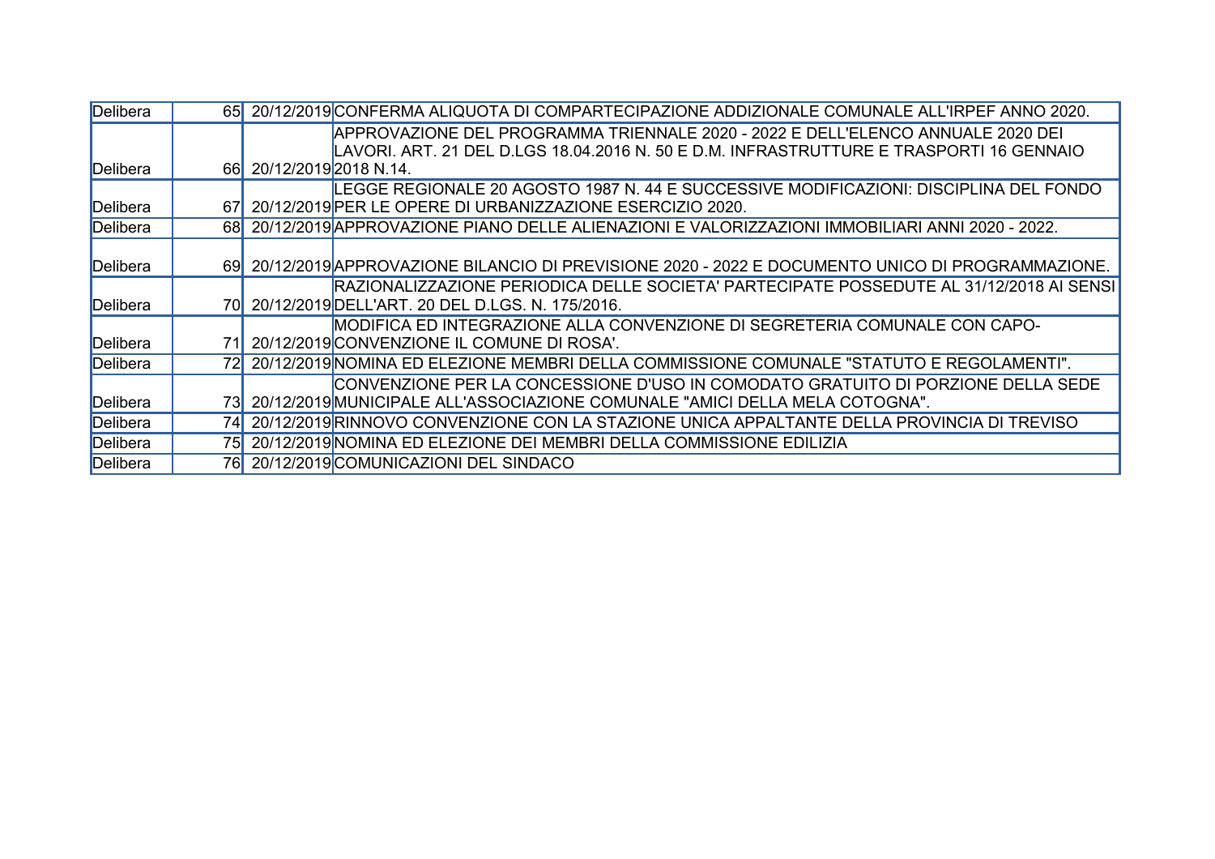| | | | |
|---|---|---|---|
| Delibera | 65 | 20/12/2019 | CONFERMA ALIQUOTA DI COMPARTECIPAZIONE ADDIZIONALE COMUNALE ALL'IRPEF ANNO 2020. |
| Delibera | 66 | 20/12/2019 | APPROVAZIONE DEL PROGRAMMA TRIENNALE 2020 - 2022 E DELL'ELENCO ANNUALE 2020 DEI LAVORI. ART. 21 DEL D.LGS 18.04.2016 N. 50 E D.M. INFRASTRUTTURE E TRASPORTI 16 GENNAIO 2018 N.14. |
| Delibera | 67 | 20/12/2019 | LEGGE REGIONALE 20 AGOSTO 1987 N. 44 E SUCCESSIVE MODIFICAZIONI: DISCIPLINA DEL FONDO PER LE OPERE DI URBANIZZAZIONE ESERCIZIO 2020. |
| Delibera | 68 | 20/12/2019 | APPROVAZIONE PIANO DELLE ALIENAZIONI E VALORIZZAZIONI IMMOBILIARI ANNI 2020 - 2022. |
| Delibera | 69 | 20/12/2019 | APPROVAZIONE BILANCIO DI PREVISIONE 2020 - 2022 E DOCUMENTO UNICO DI PROGRAMMAZIONE. |
| Delibera | 70 | 20/12/2019 | RAZIONALIZZAZIONE PERIODICA DELLE SOCIETA' PARTECIPATE POSSEDUTE AL 31/12/2018 AI SENSI DELL'ART. 20 DEL D.LGS. N. 175/2016. |
| Delibera | 71 | 20/12/2019 | MODIFICA ED INTEGRAZIONE ALLA CONVENZIONE DI SEGRETERIA COMUNALE CON CAPO-CONVENZIONE IL COMUNE DI ROSA'. |
| Delibera | 72 | 20/12/2019 | NOMINA ED ELEZIONE MEMBRI DELLA COMMISSIONE COMUNALE "STATUTO E REGOLAMENTI". |
| Delibera | 73 | 20/12/2019 | CONVENZIONE PER LA CONCESSIONE D'USO IN COMODATO GRATUITO DI PORZIONE DELLA SEDE MUNICIPALE ALL'ASSOCIAZIONE COMUNALE "AMICI DELLA MELA COTOGNA". |
| Delibera | 74 | 20/12/2019 | RINNOVO CONVENZIONE CON LA STAZIONE UNICA APPALTANTE DELLA PROVINCIA DI TREVISO |
| Delibera | 75 | 20/12/2019 | NOMINA ED ELEZIONE DEI MEMBRI DELLA COMMISSIONE EDILIZIA |
| Delibera | 76 | 20/12/2019 | COMUNICAZIONI DEL SINDACO |